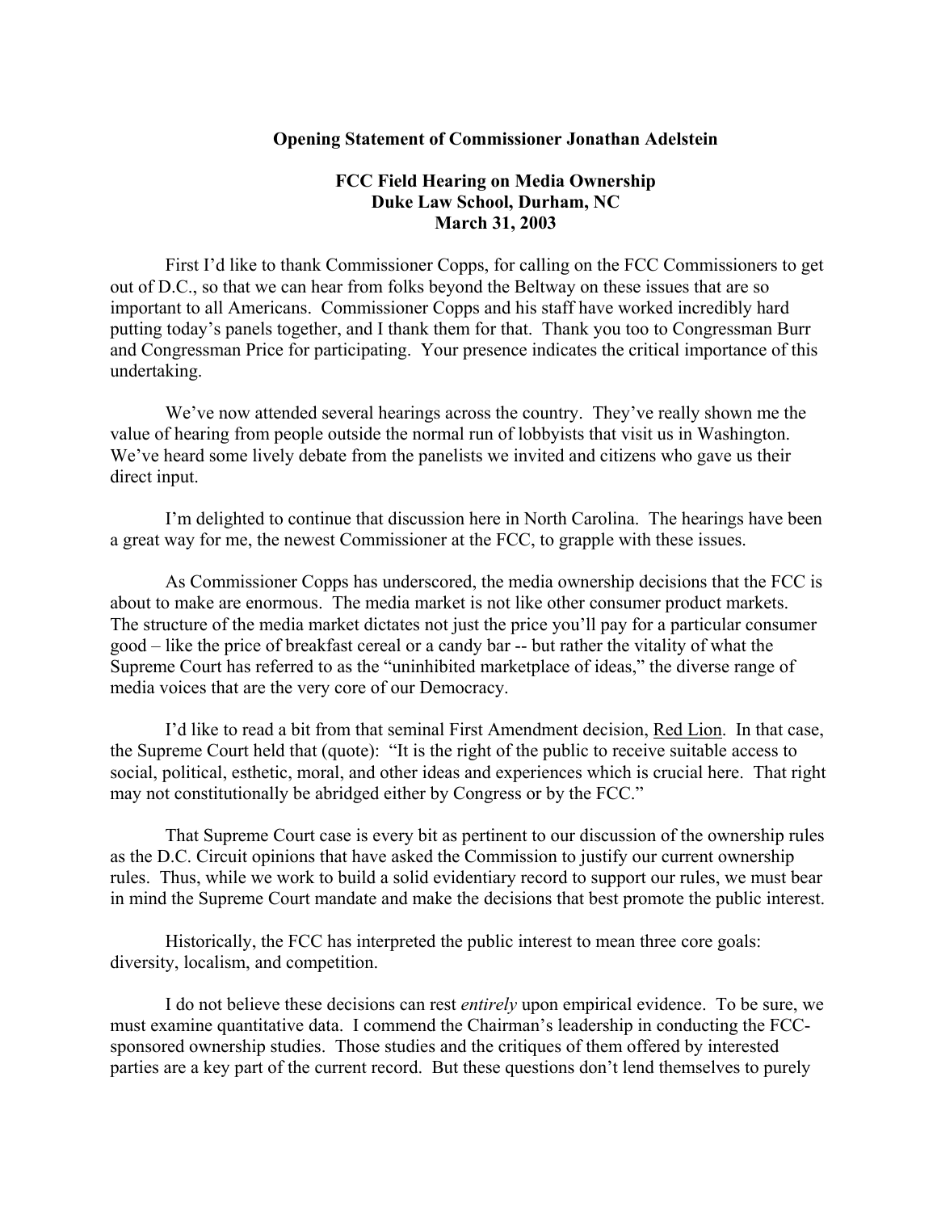**Opening Statement of Commissioner Jonathan Adelstein**

**FCC Field Hearing on Media Ownership**
**Duke Law School, Durham, NC**
**March 31, 2003**

First I'd like to thank Commissioner Copps, for calling on the FCC Commissioners to get out of D.C., so that we can hear from folks beyond the Beltway on these issues that are so important to all Americans. Commissioner Copps and his staff have worked incredibly hard putting today's panels together, and I thank them for that. Thank you too to Congressman Burr and Congressman Price for participating. Your presence indicates the critical importance of this undertaking.

We've now attended several hearings across the country. They've really shown me the value of hearing from people outside the normal run of lobbyists that visit us in Washington. We've heard some lively debate from the panelists we invited and citizens who gave us their direct input.

I'm delighted to continue that discussion here in North Carolina. The hearings have been a great way for me, the newest Commissioner at the FCC, to grapple with these issues.

As Commissioner Copps has underscored, the media ownership decisions that the FCC is about to make are enormous. The media market is not like other consumer product markets. The structure of the media market dictates not just the price you'll pay for a particular consumer good – like the price of breakfast cereal or a candy bar -- but rather the vitality of what the Supreme Court has referred to as the "uninhibited marketplace of ideas," the diverse range of media voices that are the very core of our Democracy.

I'd like to read a bit from that seminal First Amendment decision, Red Lion. In that case, the Supreme Court held that (quote): "It is the right of the public to receive suitable access to social, political, esthetic, moral, and other ideas and experiences which is crucial here. That right may not constitutionally be abridged either by Congress or by the FCC."

That Supreme Court case is every bit as pertinent to our discussion of the ownership rules as the D.C. Circuit opinions that have asked the Commission to justify our current ownership rules. Thus, while we work to build a solid evidentiary record to support our rules, we must bear in mind the Supreme Court mandate and make the decisions that best promote the public interest.

Historically, the FCC has interpreted the public interest to mean three core goals: diversity, localism, and competition.

I do not believe these decisions can rest *entirely* upon empirical evidence. To be sure, we must examine quantitative data. I commend the Chairman's leadership in conducting the FCC-sponsored ownership studies. Those studies and the critiques of them offered by interested parties are a key part of the current record. But these questions don't lend themselves to purely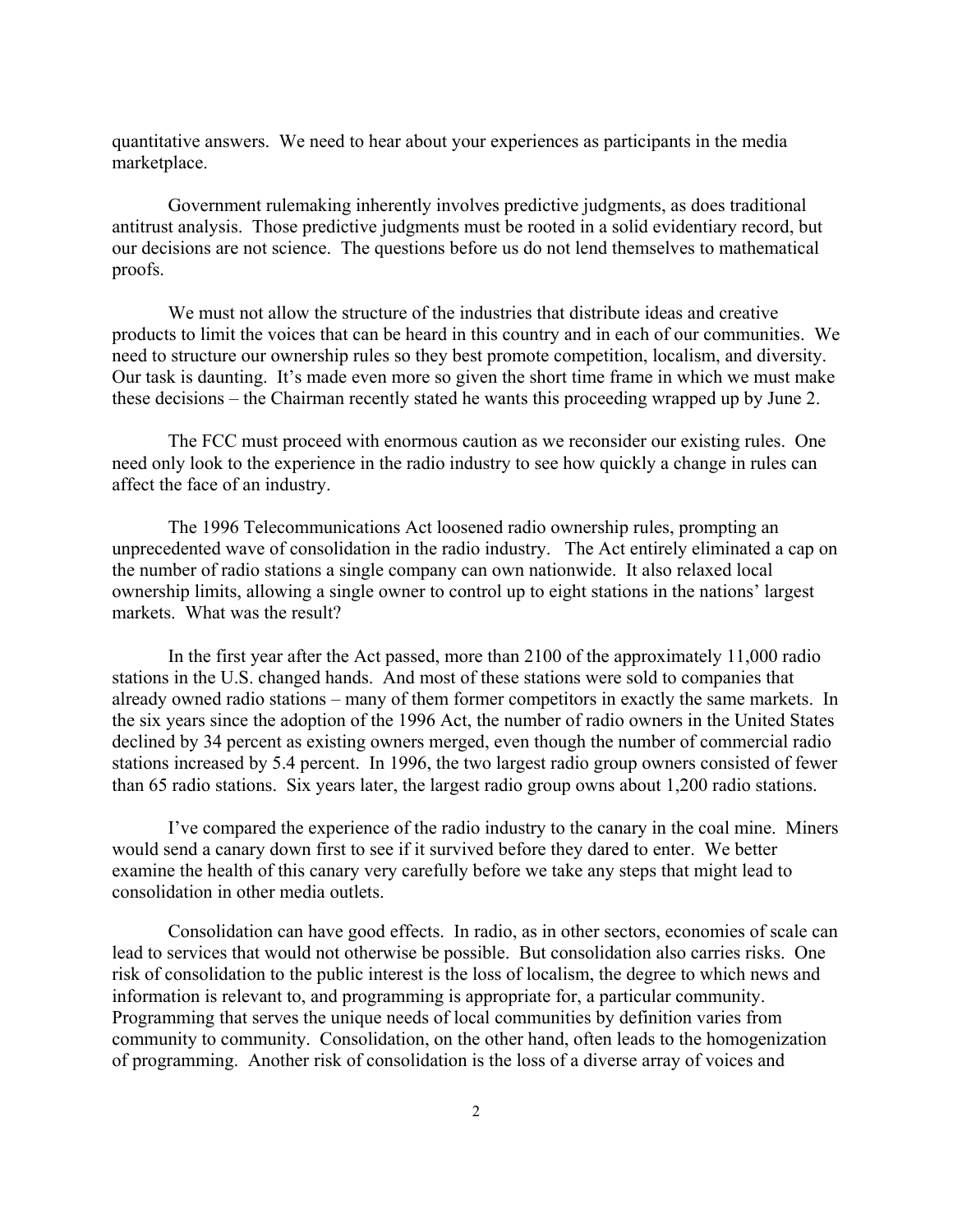quantitative answers. We need to hear about your experiences as participants in the media marketplace.

Government rulemaking inherently involves predictive judgments, as does traditional antitrust analysis. Those predictive judgments must be rooted in a solid evidentiary record, but our decisions are not science. The questions before us do not lend themselves to mathematical proofs.

We must not allow the structure of the industries that distribute ideas and creative products to limit the voices that can be heard in this country and in each of our communities. We need to structure our ownership rules so they best promote competition, localism, and diversity. Our task is daunting. It's made even more so given the short time frame in which we must make these decisions – the Chairman recently stated he wants this proceeding wrapped up by June 2.

The FCC must proceed with enormous caution as we reconsider our existing rules. One need only look to the experience in the radio industry to see how quickly a change in rules can affect the face of an industry.

The 1996 Telecommunications Act loosened radio ownership rules, prompting an unprecedented wave of consolidation in the radio industry. The Act entirely eliminated a cap on the number of radio stations a single company can own nationwide. It also relaxed local ownership limits, allowing a single owner to control up to eight stations in the nations' largest markets. What was the result?

In the first year after the Act passed, more than 2100 of the approximately 11,000 radio stations in the U.S. changed hands. And most of these stations were sold to companies that already owned radio stations – many of them former competitors in exactly the same markets. In the six years since the adoption of the 1996 Act, the number of radio owners in the United States declined by 34 percent as existing owners merged, even though the number of commercial radio stations increased by 5.4 percent. In 1996, the two largest radio group owners consisted of fewer than 65 radio stations. Six years later, the largest radio group owns about 1,200 radio stations.

I've compared the experience of the radio industry to the canary in the coal mine. Miners would send a canary down first to see if it survived before they dared to enter. We better examine the health of this canary very carefully before we take any steps that might lead to consolidation in other media outlets.

Consolidation can have good effects. In radio, as in other sectors, economies of scale can lead to services that would not otherwise be possible. But consolidation also carries risks. One risk of consolidation to the public interest is the loss of localism, the degree to which news and information is relevant to, and programming is appropriate for, a particular community. Programming that serves the unique needs of local communities by definition varies from community to community. Consolidation, on the other hand, often leads to the homogenization of programming. Another risk of consolidation is the loss of a diverse array of voices and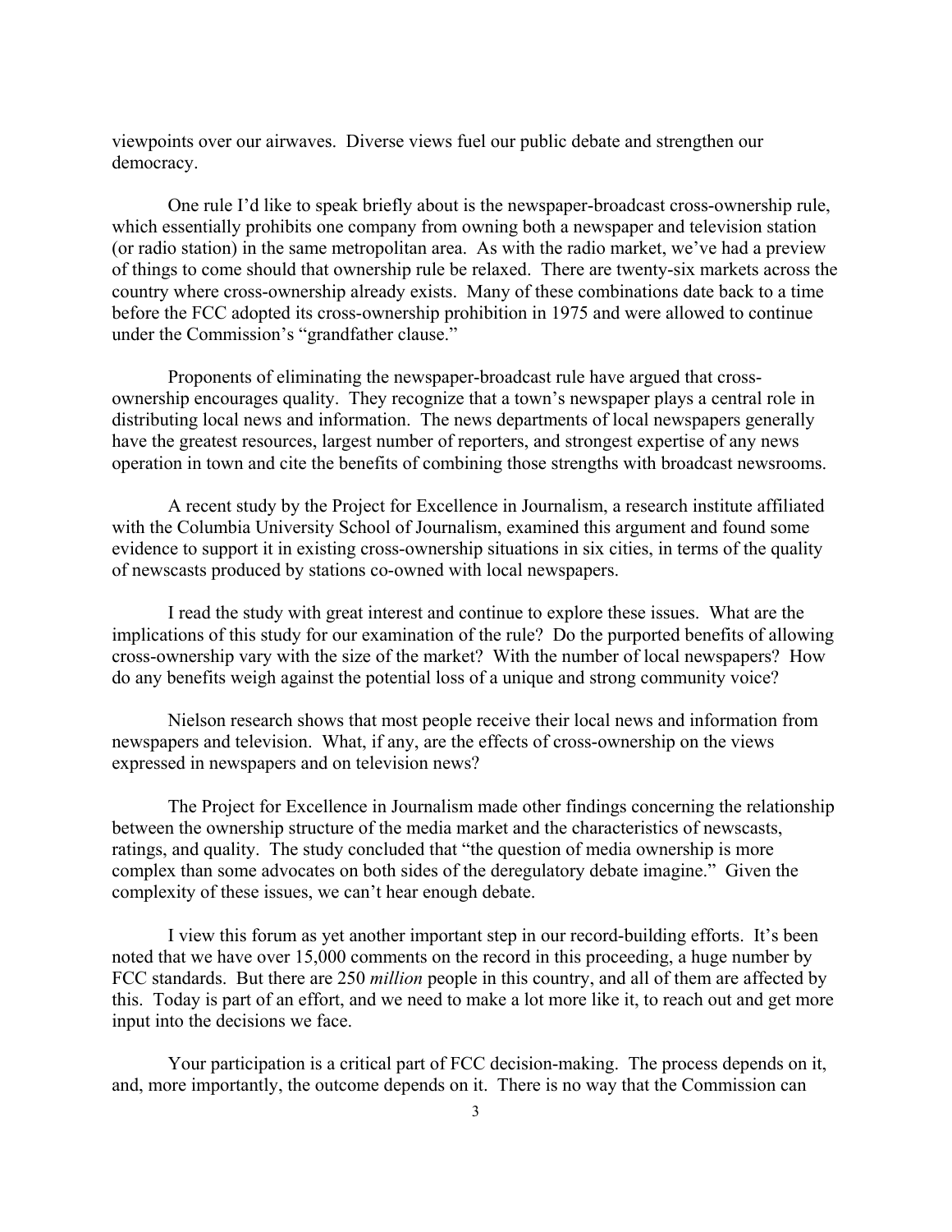viewpoints over our airwaves. Diverse views fuel our public debate and strengthen our democracy.

One rule I'd like to speak briefly about is the newspaper-broadcast cross-ownership rule, which essentially prohibits one company from owning both a newspaper and television station (or radio station) in the same metropolitan area. As with the radio market, we've had a preview of things to come should that ownership rule be relaxed. There are twenty-six markets across the country where cross-ownership already exists. Many of these combinations date back to a time before the FCC adopted its cross-ownership prohibition in 1975 and were allowed to continue under the Commission's "grandfather clause."

Proponents of eliminating the newspaper-broadcast rule have argued that cross-ownership encourages quality. They recognize that a town's newspaper plays a central role in distributing local news and information. The news departments of local newspapers generally have the greatest resources, largest number of reporters, and strongest expertise of any news operation in town and cite the benefits of combining those strengths with broadcast newsrooms.

A recent study by the Project for Excellence in Journalism, a research institute affiliated with the Columbia University School of Journalism, examined this argument and found some evidence to support it in existing cross-ownership situations in six cities, in terms of the quality of newscasts produced by stations co-owned with local newspapers.

I read the study with great interest and continue to explore these issues. What are the implications of this study for our examination of the rule? Do the purported benefits of allowing cross-ownership vary with the size of the market? With the number of local newspapers? How do any benefits weigh against the potential loss of a unique and strong community voice?

Nielson research shows that most people receive their local news and information from newspapers and television. What, if any, are the effects of cross-ownership on the views expressed in newspapers and on television news?

The Project for Excellence in Journalism made other findings concerning the relationship between the ownership structure of the media market and the characteristics of newscasts, ratings, and quality. The study concluded that "the question of media ownership is more complex than some advocates on both sides of the deregulatory debate imagine." Given the complexity of these issues, we can't hear enough debate.

I view this forum as yet another important step in our record-building efforts. It's been noted that we have over 15,000 comments on the record in this proceeding, a huge number by FCC standards. But there are 250 *million* people in this country, and all of them are affected by this. Today is part of an effort, and we need to make a lot more like it, to reach out and get more input into the decisions we face.

Your participation is a critical part of FCC decision-making. The process depends on it, and, more importantly, the outcome depends on it. There is no way that the Commission can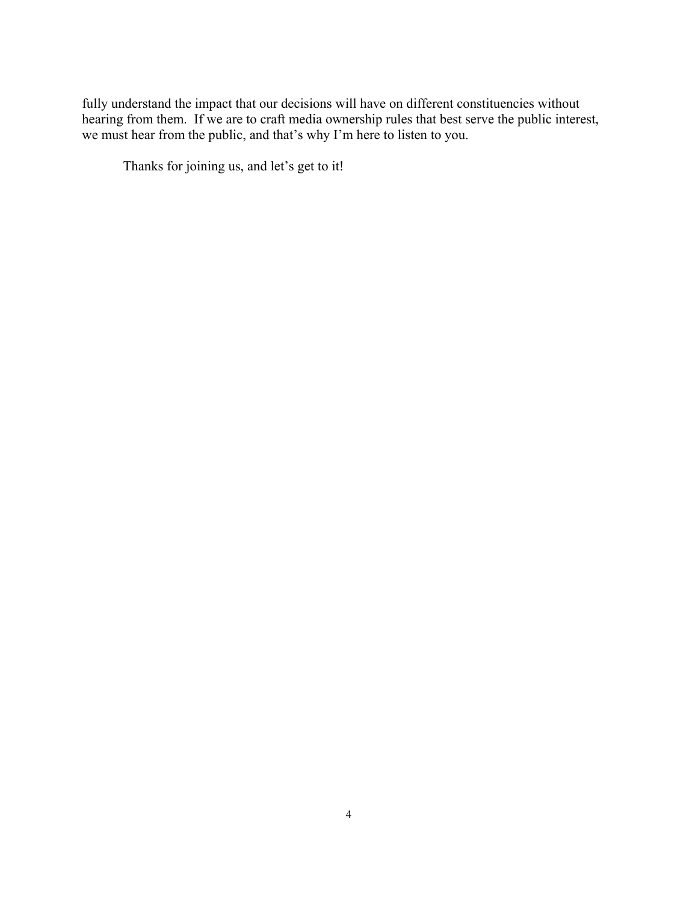fully understand the impact that our decisions will have on different constituencies without hearing from them. If we are to craft media ownership rules that best serve the public interest, we must hear from the public, and that's why I'm here to listen to you.

Thanks for joining us, and let's get to it!